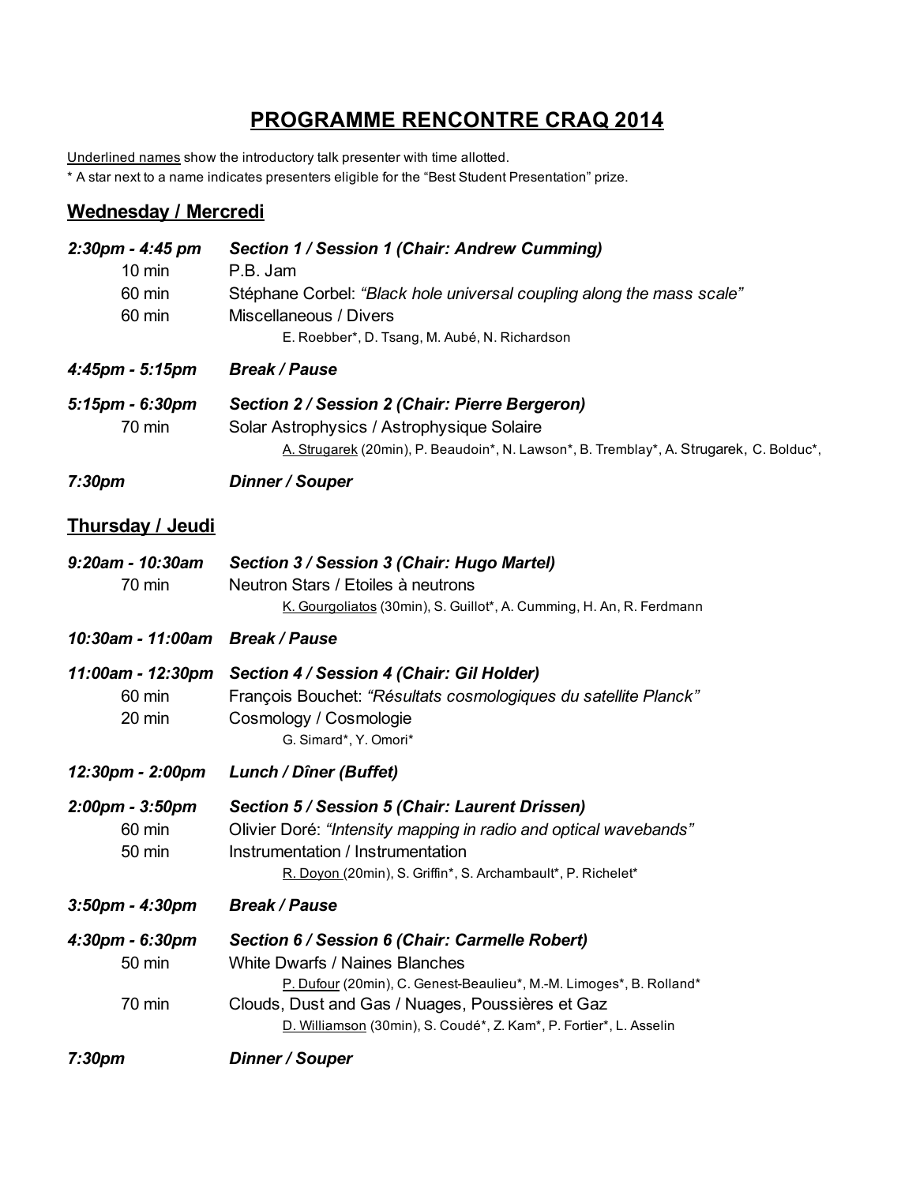# PROGRAMME RENCONTRE CRAQ 2014

Underlined names show the introductory talk presenter with time allotted.
* A star next to a name indicates presenters eligible for the "Best Student Presentation" prize.

## Wednesday / Mercredi

| | |
|---|---|
| ***2:30pm - 4:45 pm*** | ***Section 1 / Session 1 (Chair: Andrew Cumming)*** |
| 10 min | P.B. Jam |
| 60 min | Stéphane Corbel: *"Black hole universal coupling along the mass scale"* |
| 60 min | Miscellaneous / Divers<br>E. Roebber*, D. Tsang, M. Aubé, N. Richardson |
| ***4:45pm - 5:15pm*** | ***Break / Pause*** |
| ***5:15pm - 6:30pm*** | ***Section 2 / Session 2 (Chair: Pierre Bergeron)*** |
| 70 min | Solar Astrophysics / Astrophysique Solaire<br><u>A. Strugarek</u> (20min), P. Beaudoin*, N. Lawson*, B. Tremblay*, A. Strugarek, C. Bolduc*, |
| ***7:30pm*** | ***Dinner / Souper*** |

## Thursday / Jeudi

| | |
|---|---|
| ***9:20am - 10:30am*** | ***Section 3 / Session 3 (Chair: Hugo Martel)*** |
| 70 min | Neutron Stars / Etoiles à neutrons<br><u>K. Gourgoliatos</u> (30min), S. Guillot*, A. Cumming, H. An, R. Ferdmann |
| ***10:30am - 11:00am*** | ***Break / Pause*** |
| ***11:00am - 12:30pm*** | ***Section 4 / Session 4 (Chair: Gil Holder)*** |
| 60 min | François Bouchet: *"Résultats cosmologiques du satellite Planck"* |
| 20 min | Cosmology / Cosmologie<br>G. Simard*, Y. Omori* |
| ***12:30pm - 2:00pm*** | ***Lunch / Dîner (Buffet)*** |
| ***2:00pm - 3:50pm*** | ***Section 5 / Session 5 (Chair: Laurent Drissen)*** |
| 60 min | Olivier Doré: *"Intensity mapping in radio and optical wavebands"* |
| 50 min | Instrumentation / Instrumentation<br><u>R. Doyon</u> (20min), S. Griffin*, S. Archambault*, P. Richelet* |
| ***3:50pm - 4:30pm*** | ***Break / Pause*** |
| ***4:30pm - 6:30pm*** | ***Section 6 / Session 6 (Chair: Carmelle Robert)*** |
| 50 min | White Dwarfs / Naines Blanches<br><u>P. Dufour</u> (20min), C. Genest-Beaulieu*, M.-M. Limoges*, B. Rolland* |
| 70 min | Clouds, Dust and Gas / Nuages, Poussières et Gaz<br><u>D. Williamson</u> (30min), S. Coudé*, Z. Kam*, P. Fortier*, L. Asselin |
| ***7:30pm*** | ***Dinner / Souper*** |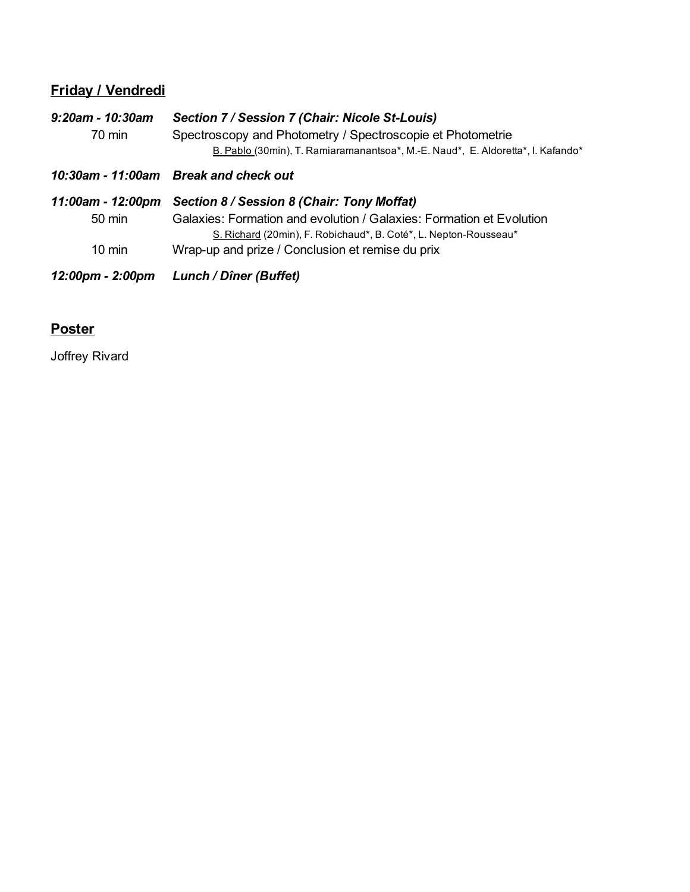## <u>Friday / Vendredi</u>

| | |
|---|---|
| ***9:20am - 10:30am*** | ***Section 7 / Session 7 (Chair: Nicole St-Louis)*** |
| 70 min | Spectroscopy and Photometry / Spectroscopie et Photometrie |
| | <u>B. Pablo</u> (30min), T. Ramiaramanantsoa*, M.-E. Naud*, E. Aldoretta*, I. Kafando* |
| ***10:30am - 11:00am*** | ***Break and check out*** |
| ***11:00am - 12:00pm*** | ***Section 8 / Session 8 (Chair: Tony Moffat)*** |
| 50 min | Galaxies: Formation and evolution / Galaxies: Formation et Evolution |
| | <u>S. Richard</u> (20min), F. Robichaud*, B. Coté*, L. Nepton-Rousseau* |
| 10 min | Wrap-up and prize / Conclusion et remise du prix |
| ***12:00pm - 2:00pm*** | ***Lunch / Dîner (Buffet)*** |

## <u>Poster</u>

Joffrey Rivard